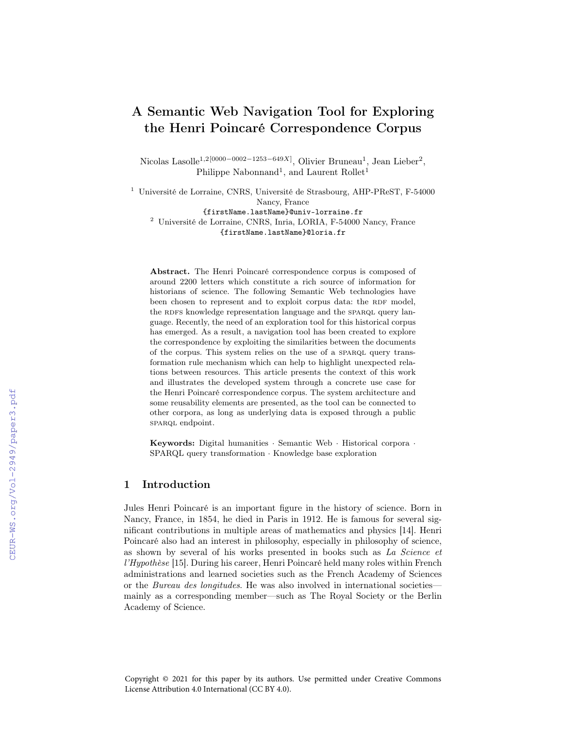# A Semantic Web Navigation Tool for Exploring the Henri Poincaré Correspondence Corpus

Nicolas Lasolle[1,2][0000−0002−1253−649X], Olivier Bruneau[1], Jean Lieber[2], Philippe Nabonnand[1], and Laurent Rollet[1]

[1] Université de Lorraine, CNRS, Université de Strasbourg, AHP-PReST, F-54000 Nancy, France
{firstName.lastName}@univ-lorraine.fr

[2] Université de Lorraine, CNRS, Inria, LORIA, F-54000 Nancy, France
{firstName.lastName}@loria.fr

**Abstract.** The Henri Poincaré correspondence corpus is composed of around 2200 letters which constitute a rich source of information for historians of science. The following Semantic Web technologies have been chosen to represent and to exploit corpus data: the RDF model, the RDFS knowledge representation language and the SPARQL query language. Recently, the need of an exploration tool for this historical corpus has emerged. As a result, a navigation tool has been created to explore the correspondence by exploiting the similarities between the documents of the corpus. This system relies on the use of a SPARQL query transformation rule mechanism which can help to highlight unexpected relations between resources. This article presents the context of this work and illustrates the developed system through a concrete use case for the Henri Poincaré correspondence corpus. The system architecture and some reusability elements are presented, as the tool can be connected to other corpora, as long as underlying data is exposed through a public SPARQL endpoint.

**Keywords:** Digital humanities · Semantic Web · Historical corpora · SPARQL query transformation · Knowledge base exploration

## 1 Introduction

Jules Henri Poincaré is an important figure in the history of science. Born in Nancy, France, in 1854, he died in Paris in 1912. He is famous for several significant contributions in multiple areas of mathematics and physics [14]. Henri Poincaré also had an interest in philosophy, especially in philosophy of science, as shown by several of his works presented in books such as *La Science et l'Hypothèse* [15]. During his career, Henri Poincaré held many roles within French administrations and learned societies such as the French Academy of Sciences or the *Bureau des longitudes*. He was also involved in international societies—mainly as a corresponding member—such as The Royal Society or the Berlin Academy of Science.

Copyright © 2021 for this paper by its authors. Use permitted under Creative Commons License Attribution 4.0 International (CC BY 4.0).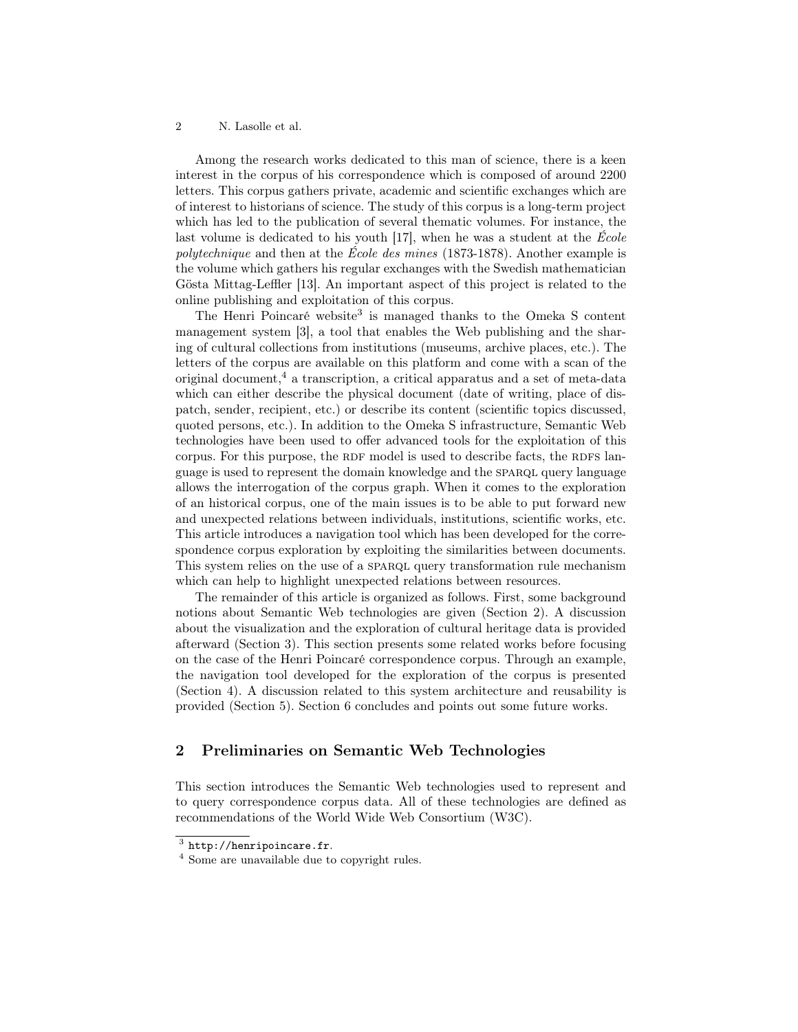Among the research works dedicated to this man of science, there is a keen interest in the corpus of his correspondence which is composed of around 2200 letters. This corpus gathers private, academic and scientific exchanges which are of interest to historians of science. The study of this corpus is a long-term project which has led to the publication of several thematic volumes. For instance, the last volume is dedicated to his youth [17], when he was a student at the *École polytechnique* and then at the *École des mines* (1873-1878). Another example is the volume which gathers his regular exchanges with the Swedish mathematician Gösta Mittag-Leffler [13]. An important aspect of this project is related to the online publishing and exploitation of this corpus.

The Henri Poincaré website[3] is managed thanks to the Omeka S content management system [3], a tool that enables the Web publishing and the sharing of cultural collections from institutions (museums, archive places, etc.). The letters of the corpus are available on this platform and come with a scan of the original document,[4] a transcription, a critical apparatus and a set of meta-data which can either describe the physical document (date of writing, place of dispatch, sender, recipient, etc.) or describe its content (scientific topics discussed, quoted persons, etc.). In addition to the Omeka S infrastructure, Semantic Web technologies have been used to offer advanced tools for the exploitation of this corpus. For this purpose, the RDF model is used to describe facts, the RDFS language is used to represent the domain knowledge and the SPARQL query language allows the interrogation of the corpus graph. When it comes to the exploration of an historical corpus, one of the main issues is to be able to put forward new and unexpected relations between individuals, institutions, scientific works, etc. This article introduces a navigation tool which has been developed for the correspondence corpus exploration by exploiting the similarities between documents. This system relies on the use of a SPARQL query transformation rule mechanism which can help to highlight unexpected relations between resources.

The remainder of this article is organized as follows. First, some background notions about Semantic Web technologies are given (Section 2). A discussion about the visualization and the exploration of cultural heritage data is provided afterward (Section 3). This section presents some related works before focusing on the case of the Henri Poincaré correspondence corpus. Through an example, the navigation tool developed for the exploration of the corpus is presented (Section 4). A discussion related to this system architecture and reusability is provided (Section 5). Section 6 concludes and points out some future works.

## 2 Preliminaries on Semantic Web Technologies

This section introduces the Semantic Web technologies used to represent and to query correspondence corpus data. All of these technologies are defined as recommendations of the World Wide Web Consortium (W3C).

---

[3] `http://henripoincare.fr`.

[4] Some are unavailable due to copyright rules.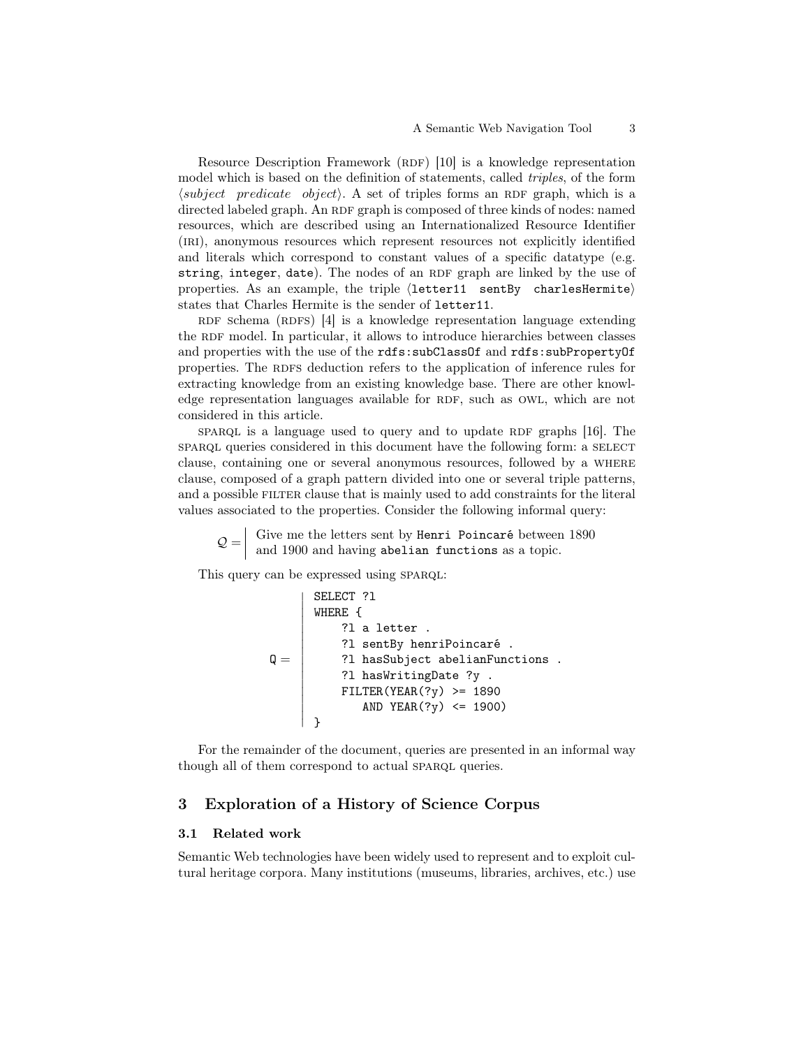Resource Description Framework (RDF) [10] is a knowledge representation model which is based on the definition of statements, called *triples*, of the form ⟨*subject predicate object*⟩. A set of triples forms an RDF graph, which is a directed labeled graph. An RDF graph is composed of three kinds of nodes: named resources, which are described using an Internationalized Resource Identifier (IRI), anonymous resources which represent resources not explicitly identified and literals which correspond to constant values of a specific datatype (e.g. `string`, `integer`, `date`). The nodes of an RDF graph are linked by the use of properties. As an example, the triple ⟨`letter11 sentBy charlesHermite`⟩ states that Charles Hermite is the sender of `letter11`.

RDF Schema (RDFS) [4] is a knowledge representation language extending the RDF model. In particular, it allows to introduce hierarchies between classes and properties with the use of the `rdfs:subClassOf` and `rdfs:subPropertyOf` properties. The RDFS deduction refers to the application of inference rules for extracting knowledge from an existing knowledge base. There are other knowledge representation languages available for RDF, such as OWL, which are not considered in this article.

SPARQL is a language used to query and to update RDF graphs [16]. The SPARQL queries considered in this document have the following form: a SELECT clause, containing one or several anonymous resources, followed by a WHERE clause, composed of a graph pattern divided into one or several triple patterns, and a possible FILTER clause that is mainly used to add constraints for the literal values associated to the properties. Consider the following informal query:

$\mathcal{Q} =$ Give me the letters sent by `Henri Poincaré` between 1890 and 1900 and having `abelian functions` as a topic.

This query can be expressed using SPARQL:

Q =
```
SELECT ?l
WHERE {
    ?l a letter .
    ?l sentBy henriPoincaré .
    ?l hasSubject abelianFunctions .
    ?l hasWritingDate ?y .
    FILTER(YEAR(?y) >= 1890
       AND YEAR(?y) <= 1900)
}
```

For the remainder of the document, queries are presented in an informal way though all of them correspond to actual SPARQL queries.

## 3 Exploration of a History of Science Corpus

### 3.1 Related work

Semantic Web technologies have been widely used to represent and to exploit cultural heritage corpora. Many institutions (museums, libraries, archives, etc.) use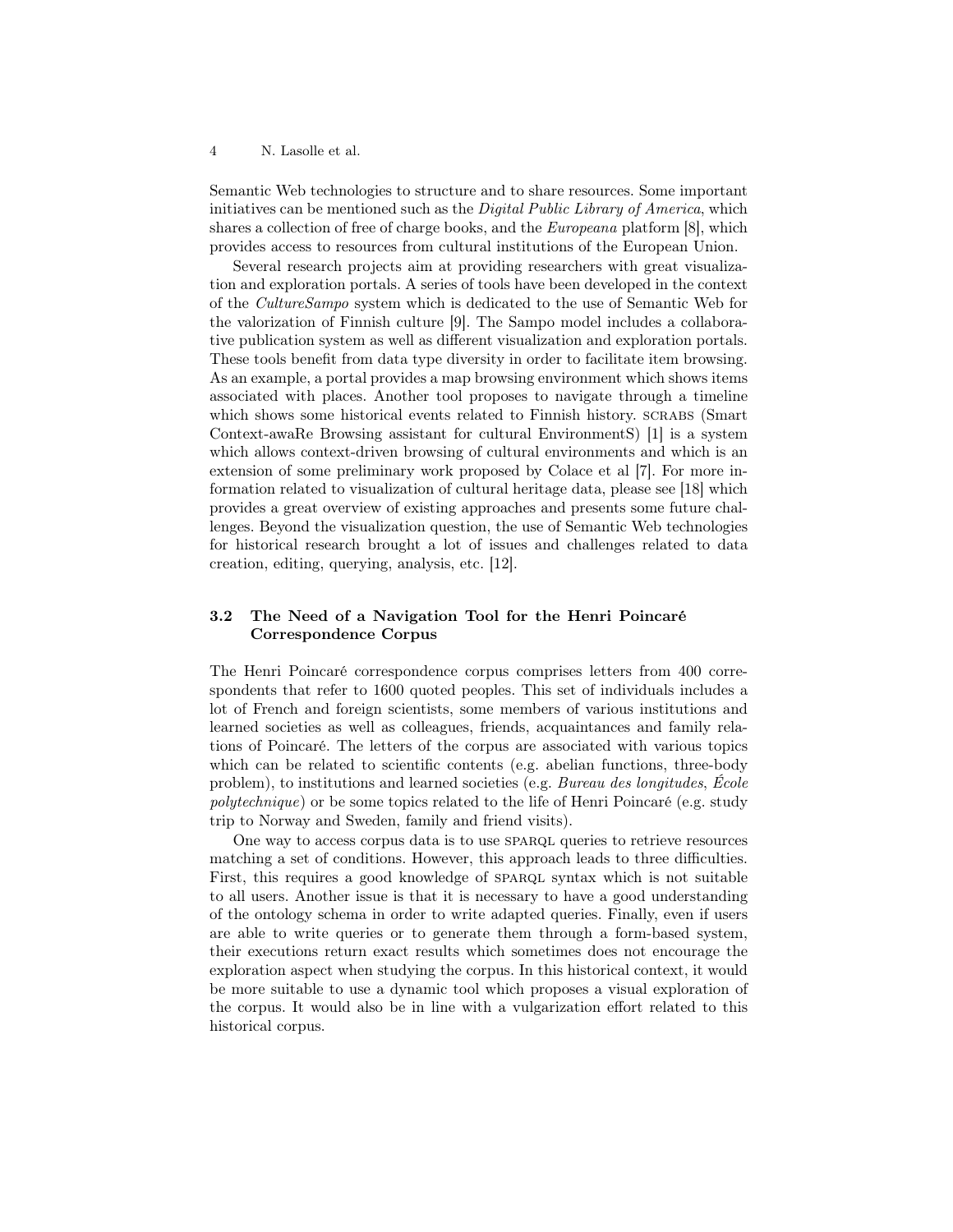Semantic Web technologies to structure and to share resources. Some important initiatives can be mentioned such as the *Digital Public Library of America*, which shares a collection of free of charge books, and the *Europeana* platform [8], which provides access to resources from cultural institutions of the European Union.

Several research projects aim at providing researchers with great visualization and exploration portals. A series of tools have been developed in the context of the *CultureSampo* system which is dedicated to the use of Semantic Web for the valorization of Finnish culture [9]. The Sampo model includes a collaborative publication system as well as different visualization and exploration portals. These tools benefit from data type diversity in order to facilitate item browsing. As an example, a portal provides a map browsing environment which shows items associated with places. Another tool proposes to navigate through a timeline which shows some historical events related to Finnish history. SCRABS (Smart Context-awaRe Browsing assistant for cultural EnvironmentS) [1] is a system which allows context-driven browsing of cultural environments and which is an extension of some preliminary work proposed by Colace et al [7]. For more information related to visualization of cultural heritage data, please see [18] which provides a great overview of existing approaches and presents some future challenges. Beyond the visualization question, the use of Semantic Web technologies for historical research brought a lot of issues and challenges related to data creation, editing, querying, analysis, etc. [12].

### 3.2 The Need of a Navigation Tool for the Henri Poincaré Correspondence Corpus

The Henri Poincaré correspondence corpus comprises letters from 400 correspondents that refer to 1600 quoted peoples. This set of individuals includes a lot of French and foreign scientists, some members of various institutions and learned societies as well as colleagues, friends, acquaintances and family relations of Poincaré. The letters of the corpus are associated with various topics which can be related to scientific contents (e.g. abelian functions, three-body problem), to institutions and learned societies (e.g. *Bureau des longitudes*, *École polytechnique*) or be some topics related to the life of Henri Poincaré (e.g. study trip to Norway and Sweden, family and friend visits).

One way to access corpus data is to use SPARQL queries to retrieve resources matching a set of conditions. However, this approach leads to three difficulties. First, this requires a good knowledge of SPARQL syntax which is not suitable to all users. Another issue is that it is necessary to have a good understanding of the ontology schema in order to write adapted queries. Finally, even if users are able to write queries or to generate them through a form-based system, their executions return exact results which sometimes does not encourage the exploration aspect when studying the corpus. In this historical context, it would be more suitable to use a dynamic tool which proposes a visual exploration of the corpus. It would also be in line with a vulgarization effort related to this historical corpus.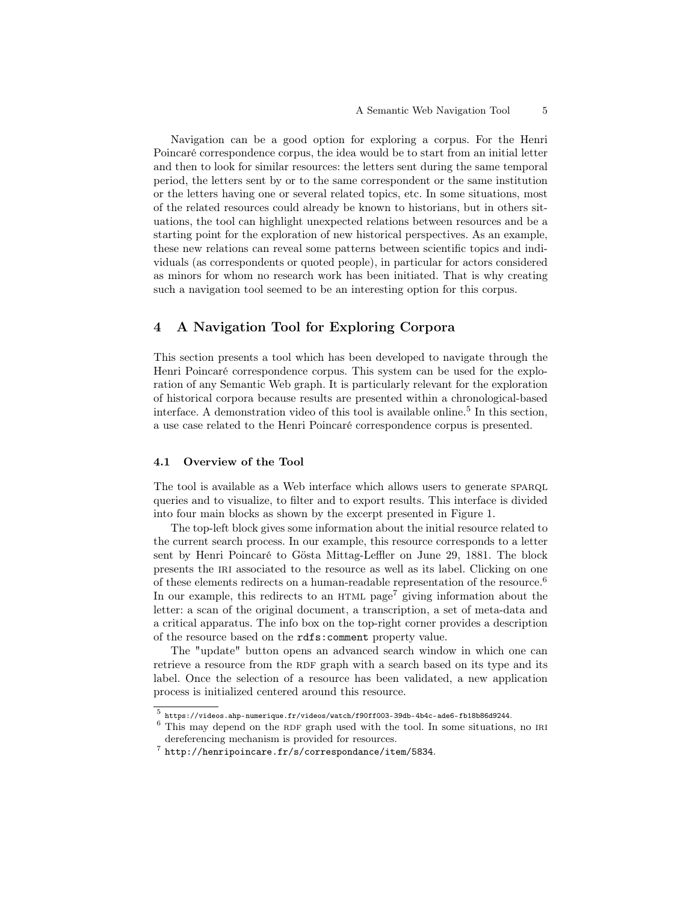Navigation can be a good option for exploring a corpus. For the Henri Poincaré correspondence corpus, the idea would be to start from an initial letter and then to look for similar resources: the letters sent during the same temporal period, the letters sent by or to the same correspondent or the same institution or the letters having one or several related topics, etc. In some situations, most of the related resources could already be known to historians, but in others situations, the tool can highlight unexpected relations between resources and be a starting point for the exploration of new historical perspectives. As an example, these new relations can reveal some patterns between scientific topics and individuals (as correspondents or quoted people), in particular for actors considered as minors for whom no research work has been initiated. That is why creating such a navigation tool seemed to be an interesting option for this corpus.

## 4 A Navigation Tool for Exploring Corpora

This section presents a tool which has been developed to navigate through the Henri Poincaré correspondence corpus. This system can be used for the exploration of any Semantic Web graph. It is particularly relevant for the exploration of historical corpora because results are presented within a chronological-based interface. A demonstration video of this tool is available online.[5] In this section, a use case related to the Henri Poincaré correspondence corpus is presented.

### 4.1 Overview of the Tool

The tool is available as a Web interface which allows users to generate SPARQL queries and to visualize, to filter and to export results. This interface is divided into four main blocks as shown by the excerpt presented in Figure 1.

The top-left block gives some information about the initial resource related to the current search process. In our example, this resource corresponds to a letter sent by Henri Poincaré to Gösta Mittag-Leffler on June 29, 1881. The block presents the IRI associated to the resource as well as its label. Clicking on one of these elements redirects on a human-readable representation of the resource.[6] In our example, this redirects to an HTML page[7] giving information about the letter: a scan of the original document, a transcription, a set of meta-data and a critical apparatus. The info box on the top-right corner provides a description of the resource based on the `rdfs:comment` property value.

The "update" button opens an advanced search window in which one can retrieve a resource from the RDF graph with a search based on its type and its label. Once the selection of a resource has been validated, a new application process is initialized centered around this resource.

[5] https://videos.ahp-numerique.fr/videos/watch/f90ff003-39db-4b4c-ade6-fb18b86d9244.

[6] This may depend on the RDF graph used with the tool. In some situations, no IRI dereferencing mechanism is provided for resources.

[7] http://henripoincare.fr/s/correspondance/item/5834.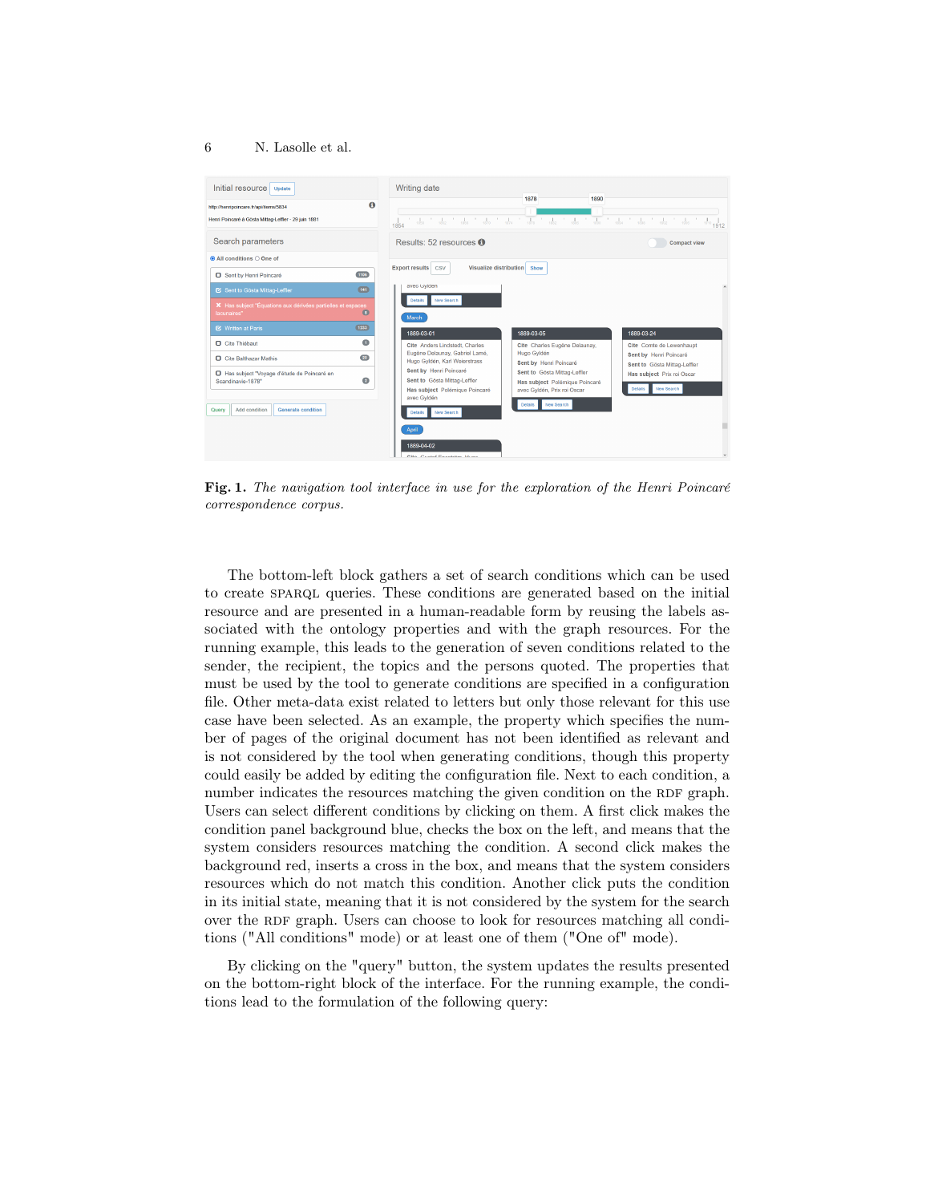**Fig. 1.** *The navigation tool interface in use for the exploration of the Henri Poincaré correspondence corpus.*

The bottom-left block gathers a set of search conditions which can be used to create SPARQL queries. These conditions are generated based on the initial resource and are presented in a human-readable form by reusing the labels associated with the ontology properties and with the graph resources. For the running example, this leads to the generation of seven conditions related to the sender, the recipient, the topics and the persons quoted. The properties that must be used by the tool to generate conditions are specified in a configuration file. Other meta-data exist related to letters but only those relevant for this use case have been selected. As an example, the property which specifies the number of pages of the original document has not been identified as relevant and is not considered by the tool when generating conditions, though this property could easily be added by editing the configuration file. Next to each condition, a number indicates the resources matching the given condition on the RDF graph. Users can select different conditions by clicking on them. A first click makes the condition panel background blue, checks the box on the left, and means that the system considers resources matching the condition. A second click makes the background red, inserts a cross in the box, and means that the system considers resources which do not match this condition. Another click puts the condition in its initial state, meaning that it is not considered by the system for the search over the RDF graph. Users can choose to look for resources matching all conditions ("All conditions" mode) or at least one of them ("One of" mode).

By clicking on the "query" button, the system updates the results presented on the bottom-right block of the interface. For the running example, the conditions lead to the formulation of the following query: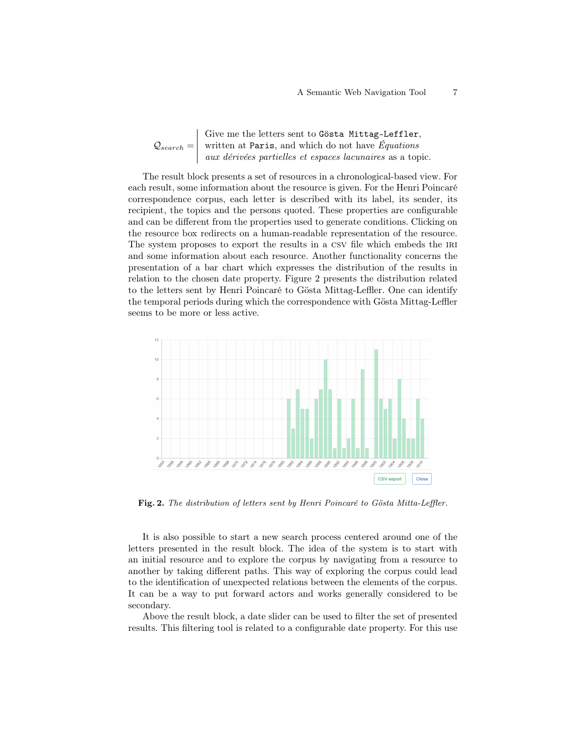$$\mathcal{Q}_{search} = \left| \begin{array}{l} \text{Give me the letters sent to } \texttt{Gösta Mittag-Leffler}, \\ \text{written at } \texttt{Paris}, \text{ and which do not have } \textit{Équations} \\ \textit{aux dérivées partielles et espaces lacunaires} \text{ as a topic.} \end{array} \right.$$

The result block presents a set of resources in a chronological-based view. For each result, some information about the resource is given. For the Henri Poincaré correspondence corpus, each letter is described with its label, its sender, its recipient, the topics and the persons quoted. These properties are configurable and can be different from the properties used to generate conditions. Clicking on the resource box redirects on a human-readable representation of the resource. The system proposes to export the results in a CSV file which embeds the IRI and some information about each resource. Another functionality concerns the presentation of a bar chart which expresses the distribution of the results in relation to the chosen date property. Figure 2 presents the distribution related to the letters sent by Henri Poincaré to Gösta Mittag-Leffler. One can identify the temporal periods during which the correspondence with Gösta Mittag-Leffler seems to be more or less active.

**Fig. 2.** *The distribution of letters sent by Henri Poincaré to Gösta Mitta-Leffler.*

It is also possible to start a new search process centered around one of the letters presented in the result block. The idea of the system is to start with an initial resource and to explore the corpus by navigating from a resource to another by taking different paths. This way of exploring the corpus could lead to the identification of unexpected relations between the elements of the corpus. It can be a way to put forward actors and works generally considered to be secondary.

Above the result block, a date slider can be used to filter the set of presented results. This filtering tool is related to a configurable date property. For this use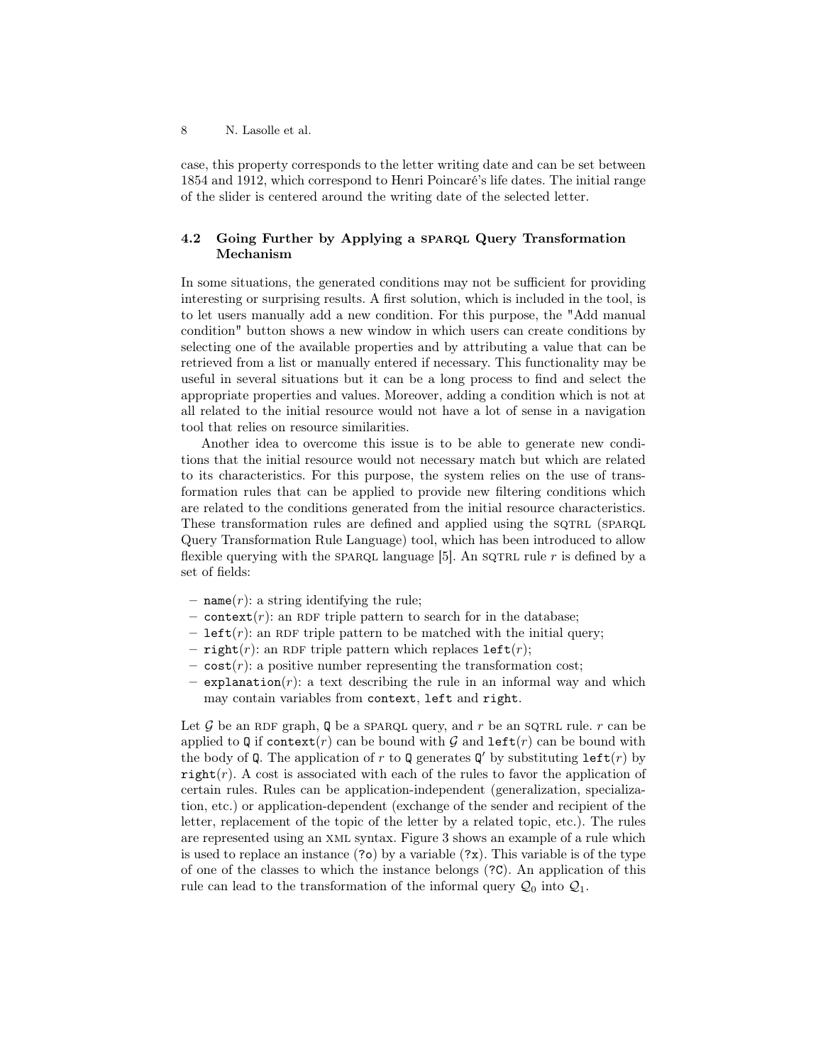case, this property corresponds to the letter writing date and can be set between 1854 and 1912, which correspond to Henri Poincaré's life dates. The initial range of the slider is centered around the writing date of the selected letter.

### 4.2 Going Further by Applying a SPARQL Query Transformation Mechanism

In some situations, the generated conditions may not be sufficient for providing interesting or surprising results. A first solution, which is included in the tool, is to let users manually add a new condition. For this purpose, the "Add manual condition" button shows a new window in which users can create conditions by selecting one of the available properties and by attributing a value that can be retrieved from a list or manually entered if necessary. This functionality may be useful in several situations but it can be a long process to find and select the appropriate properties and values. Moreover, adding a condition which is not at all related to the initial resource would not have a lot of sense in a navigation tool that relies on resource similarities.

Another idea to overcome this issue is to be able to generate new conditions that the initial resource would not necessary match but which are related to its characteristics. For this purpose, the system relies on the use of transformation rules that can be applied to provide new filtering conditions which are related to the conditions generated from the initial resource characteristics. These transformation rules are defined and applied using the SQTRL (SPARQL Query Transformation Rule Language) tool, which has been introduced to allow flexible querying with the SPARQL language [5]. An SQTRL rule $r$ is defined by a set of fields:

- `name`$(r)$: a string identifying the rule;
- `context`$(r)$: an RDF triple pattern to search for in the database;
- `left`$(r)$: an RDF triple pattern to be matched with the initial query;
- `right`$(r)$: an RDF triple pattern which replaces `left`$(r)$;
- `cost`$(r)$: a positive number representing the transformation cost;
- `explanation`$(r)$: a text describing the rule in an informal way and which may contain variables from `context`, `left` and `right`.

Let $\mathcal{G}$ be an RDF graph, `Q` be a SPARQL query, and $r$ be an SQTRL rule. $r$ can be applied to `Q` if `context`$(r)$ can be bound with $\mathcal{G}$ and `left`$(r)$ can be bound with the body of `Q`. The application of $r$ to `Q` generates `Q'` by substituting `left`$(r)$ by `right`$(r)$. A cost is associated with each of the rules to favor the application of certain rules. Rules can be application-independent (generalization, specialization, etc.) or application-dependent (exchange of the sender and recipient of the letter, replacement of the topic of the letter by a related topic, etc.). The rules are represented using an XML syntax. Figure 3 shows an example of a rule which is used to replace an instance (`?o`) by a variable (`?x`). This variable is of the type of one of the classes to which the instance belongs (`?C`). An application of this rule can lead to the transformation of the informal query $\mathcal{Q}_0$ into $\mathcal{Q}_1$.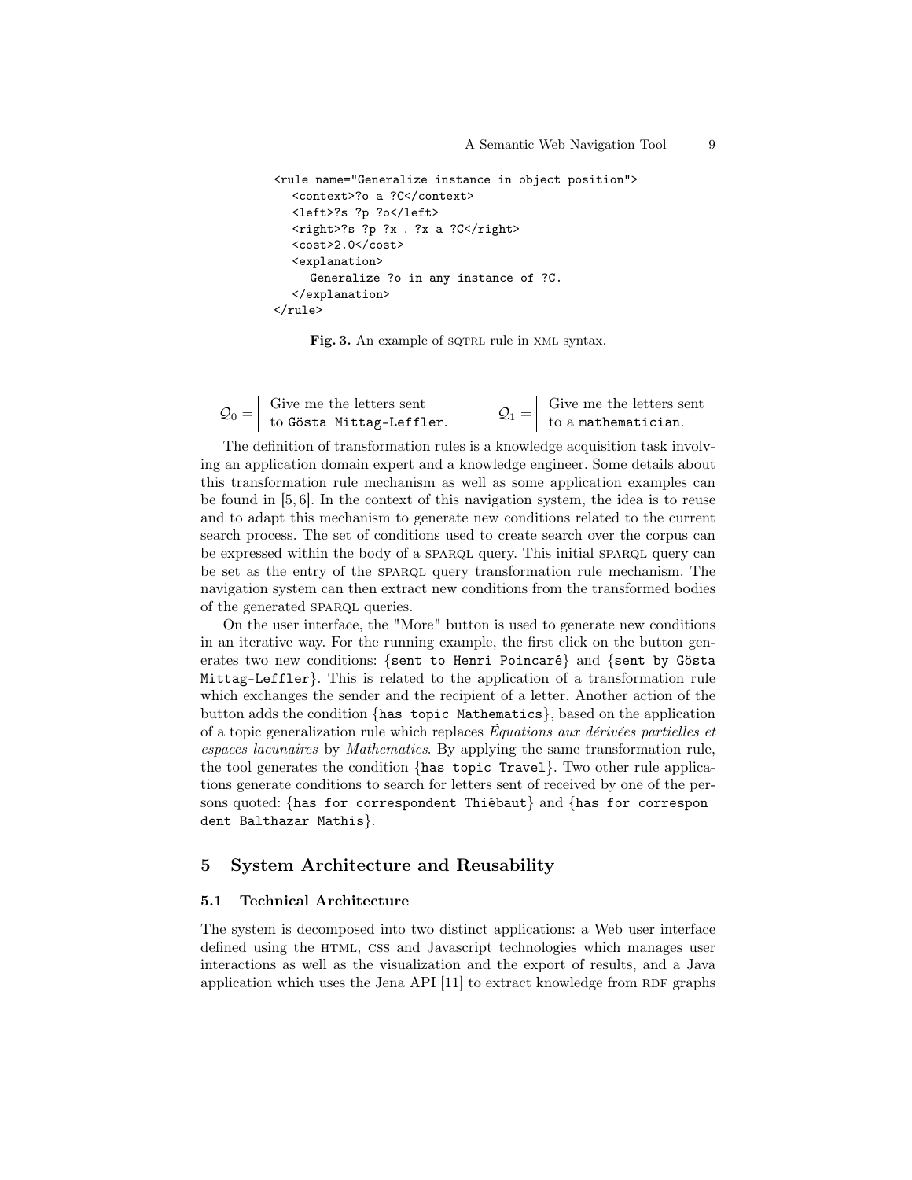```
<rule name="Generalize instance in object position">
   <context>?o a ?C</context>
   <left>?s ?p ?o</left>
   <right>?s ?p ?x . ?x a ?C</right>
   <cost>2.0</cost>
   <explanation>
      Generalize ?o in any instance of ?C.
   </explanation>
</rule>
```

**Fig. 3.** An example of SQTRL rule in XML syntax.

$\mathcal{Q}_0 =$ | Give me the letters sent to `Gösta Mittag-Leffler`.

$\mathcal{Q}_1 =$ | Give me the letters sent to a `mathematician`.

The definition of transformation rules is a knowledge acquisition task involving an application domain expert and a knowledge engineer. Some details about this transformation rule mechanism as well as some application examples can be found in [5, 6]. In the context of this navigation system, the idea is to reuse and to adapt this mechanism to generate new conditions related to the current search process. The set of conditions used to create search over the corpus can be expressed within the body of a SPARQL query. This initial SPARQL query can be set as the entry of the SPARQL query transformation rule mechanism. The navigation system can then extract new conditions from the transformed bodies of the generated SPARQL queries.

On the user interface, the "More" button is used to generate new conditions in an iterative way. For the running example, the first click on the button generates two new conditions: {`sent to Henri Poincaré`} and {`sent by Gösta Mittag-Leffler`}. This is related to the application of a transformation rule which exchanges the sender and the recipient of a letter. Another action of the button adds the condition {`has topic Mathematics`}, based on the application of a topic generalization rule which replaces *Équations aux dérivées partielles et espaces lacunaires* by *Mathematics*. By applying the same transformation rule, the tool generates the condition {`has topic Travel`}. Two other rule applications generate conditions to search for letters sent of received by one of the persons quoted: {`has for correspondent Thiébaut`} and {`has for correspondent Balthazar Mathis`}.

## 5 System Architecture and Reusability

### 5.1 Technical Architecture

The system is decomposed into two distinct applications: a Web user interface defined using the HTML, CSS and Javascript technologies which manages user interactions as well as the visualization and the export of results, and a Java application which uses the Jena API [11] to extract knowledge from RDF graphs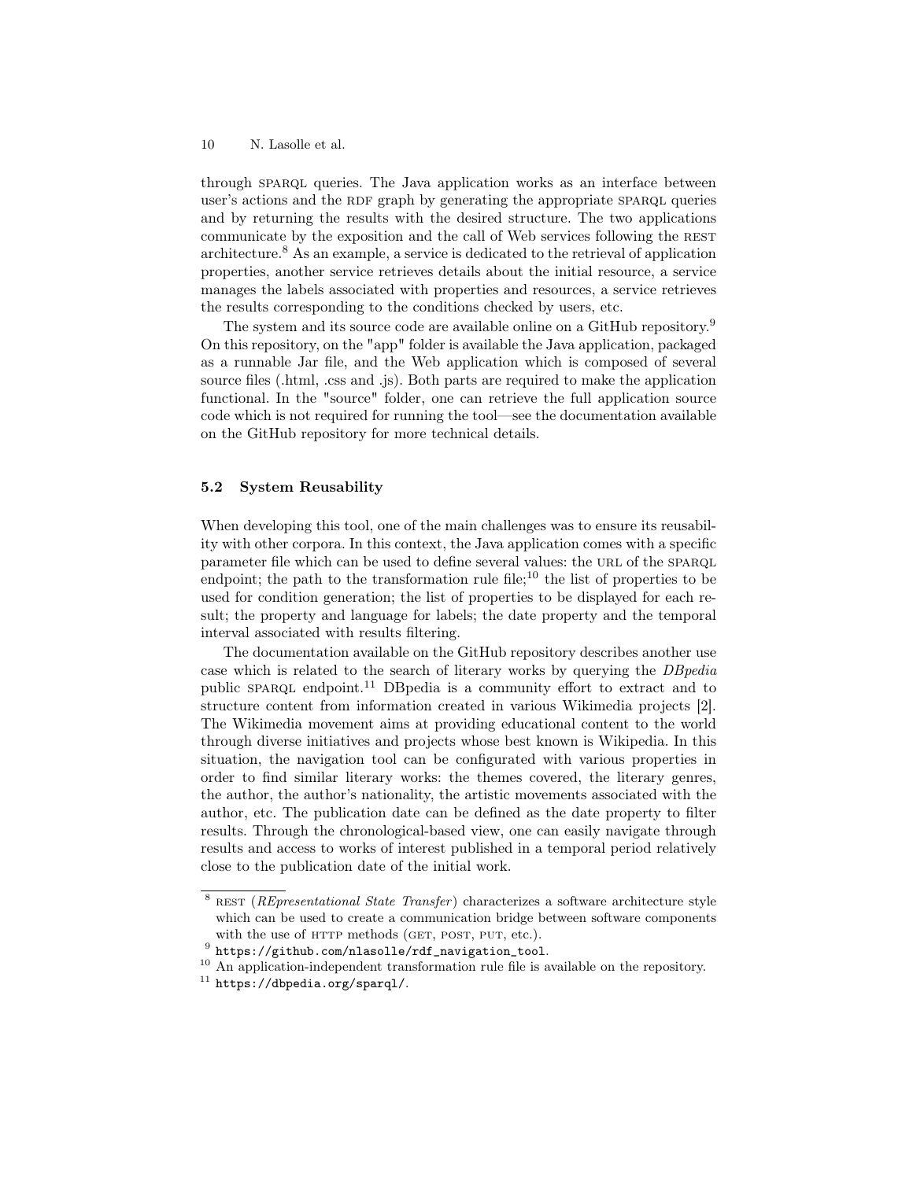through SPARQL queries. The Java application works as an interface between user's actions and the RDF graph by generating the appropriate SPARQL queries and by returning the results with the desired structure. The two applications communicate by the exposition and the call of Web services following the REST architecture.[8] As an example, a service is dedicated to the retrieval of application properties, another service retrieves details about the initial resource, a service manages the labels associated with properties and resources, a service retrieves the results corresponding to the conditions checked by users, etc.

The system and its source code are available online on a GitHub repository.[9] On this repository, on the "app" folder is available the Java application, packaged as a runnable Jar file, and the Web application which is composed of several source files (.html, .css and .js). Both parts are required to make the application functional. In the "source" folder, one can retrieve the full application source code which is not required for running the tool—see the documentation available on the GitHub repository for more technical details.

### 5.2 System Reusability

When developing this tool, one of the main challenges was to ensure its reusability with other corpora. In this context, the Java application comes with a specific parameter file which can be used to define several values: the URL of the SPARQL endpoint; the path to the transformation rule file;[10] the list of properties to be used for condition generation; the list of properties to be displayed for each result; the property and language for labels; the date property and the temporal interval associated with results filtering.

The documentation available on the GitHub repository describes another use case which is related to the search of literary works by querying the *DBpedia* public SPARQL endpoint.[11] DBpedia is a community effort to extract and to structure content from information created in various Wikimedia projects [2]. The Wikimedia movement aims at providing educational content to the world through diverse initiatives and projects whose best known is Wikipedia. In this situation, the navigation tool can be configurated with various properties in order to find similar literary works: the themes covered, the literary genres, the author, the author's nationality, the artistic movements associated with the author, etc. The publication date can be defined as the date property to filter results. Through the chronological-based view, one can easily navigate through results and access to works of interest published in a temporal period relatively close to the publication date of the initial work.

---

[8] REST (*REpresentational State Transfer*) characterizes a software architecture style which can be used to create a communication bridge between software components with the use of HTTP methods (GET, POST, PUT, etc.).

[9] `https://github.com/nlasolle/rdf_navigation_tool`.

[10] An application-independent transformation rule file is available on the repository.

[11] `https://dbpedia.org/sparql/`.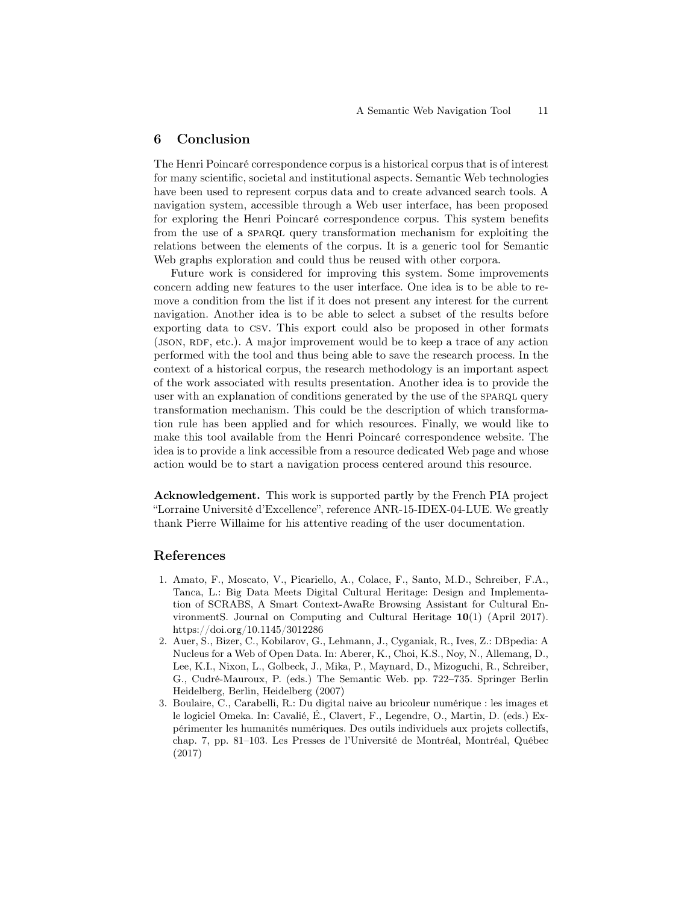## 6 Conclusion

The Henri Poincaré correspondence corpus is a historical corpus that is of interest for many scientific, societal and institutional aspects. Semantic Web technologies have been used to represent corpus data and to create advanced search tools. A navigation system, accessible through a Web user interface, has been proposed for exploring the Henri Poincaré correspondence corpus. This system benefits from the use of a SPARQL query transformation mechanism for exploiting the relations between the elements of the corpus. It is a generic tool for Semantic Web graphs exploration and could thus be reused with other corpora.

Future work is considered for improving this system. Some improvements concern adding new features to the user interface. One idea is to be able to remove a condition from the list if it does not present any interest for the current navigation. Another idea is to be able to select a subset of the results before exporting data to CSV. This export could also be proposed in other formats (JSON, RDF, etc.). A major improvement would be to keep a trace of any action performed with the tool and thus being able to save the research process. In the context of a historical corpus, the research methodology is an important aspect of the work associated with results presentation. Another idea is to provide the user with an explanation of conditions generated by the use of the SPARQL query transformation mechanism. This could be the description of which transformation rule has been applied and for which resources. Finally, we would like to make this tool available from the Henri Poincaré correspondence website. The idea is to provide a link accessible from a resource dedicated Web page and whose action would be to start a navigation process centered around this resource.

**Acknowledgement.** This work is supported partly by the French PIA project "Lorraine Université d'Excellence", reference ANR-15-IDEX-04-LUE. We greatly thank Pierre Willaime for his attentive reading of the user documentation.

## References

1. Amato, F., Moscato, V., Picariello, A., Colace, F., Santo, M.D., Schreiber, F.A., Tanca, L.: Big Data Meets Digital Cultural Heritage: Design and Implementation of SCRABS, A Smart Context-AwaRe Browsing Assistant for Cultural EnvironmentS. Journal on Computing and Cultural Heritage **10**(1) (April 2017). https://doi.org/10.1145/3012286
2. Auer, S., Bizer, C., Kobilarov, G., Lehmann, J., Cyganiak, R., Ives, Z.: DBpedia: A Nucleus for a Web of Open Data. In: Aberer, K., Choi, K.S., Noy, N., Allemang, D., Lee, K.I., Nixon, L., Golbeck, J., Mika, P., Maynard, D., Mizoguchi, R., Schreiber, G., Cudré-Mauroux, P. (eds.) The Semantic Web. pp. 722–735. Springer Berlin Heidelberg, Berlin, Heidelberg (2007)
3. Boulaire, C., Carabelli, R.: Du digital naive au bricoleur numérique : les images et le logiciel Omeka. In: Cavalié, É., Clavert, F., Legendre, O., Martin, D. (eds.) Expérimenter les humanités numériques. Des outils individuels aux projets collectifs, chap. 7, pp. 81–103. Les Presses de l'Université de Montréal, Montréal, Québec (2017)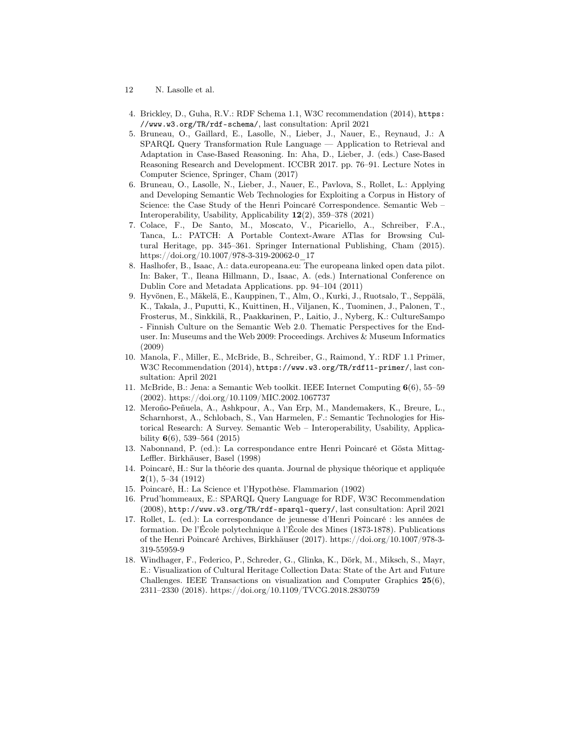4. Brickley, D., Guha, R.V.: RDF Schema 1.1, W3C recommendation (2014), https://www.w3.org/TR/rdf-schema/, last consultation: April 2021
5. Bruneau, O., Gaillard, E., Lasolle, N., Lieber, J., Nauer, E., Reynaud, J.: A SPARQL Query Transformation Rule Language — Application to Retrieval and Adaptation in Case-Based Reasoning. In: Aha, D., Lieber, J. (eds.) Case-Based Reasoning Research and Development. ICCBR 2017. pp. 76–91. Lecture Notes in Computer Science, Springer, Cham (2017)
6. Bruneau, O., Lasolle, N., Lieber, J., Nauer, E., Pavlova, S., Rollet, L.: Applying and Developing Semantic Web Technologies for Exploiting a Corpus in History of Science: the Case Study of the Henri Poincaré Correspondence. Semantic Web – Interoperability, Usability, Applicability **12**(2), 359–378 (2021)
7. Colace, F., De Santo, M., Moscato, V., Picariello, A., Schreiber, F.A., Tanca, L.: PATCH: A Portable Context-Aware ATlas for Browsing Cultural Heritage, pp. 345–361. Springer International Publishing, Cham (2015). https://doi.org/10.1007/978-3-319-20062-0_17
8. Haslhofer, B., Isaac, A.: data.europeana.eu: The europeana linked open data pilot. In: Baker, T., Ileana Hillmann, D., Isaac, A. (eds.) International Conference on Dublin Core and Metadata Applications. pp. 94–104 (2011)
9. Hyvönen, E., Mäkelä, E., Kauppinen, T., Alm, O., Kurki, J., Ruotsalo, T., Seppälä, K., Takala, J., Puputti, K., Kuittinen, H., Viljanen, K., Tuominen, J., Palonen, T., Frosterus, M., Sinkkilä, R., Paakkarinen, P., Laitio, J., Nyberg, K.: CultureSampo - Finnish Culture on the Semantic Web 2.0. Thematic Perspectives for the End-user. In: Museums and the Web 2009: Proceedings. Archives & Museum Informatics (2009)
10. Manola, F., Miller, E., McBride, B., Schreiber, G., Raimond, Y.: RDF 1.1 Primer, W3C Recommendation (2014), https://www.w3.org/TR/rdf11-primer/, last consultation: April 2021
11. McBride, B.: Jena: a Semantic Web toolkit. IEEE Internet Computing **6**(6), 55–59 (2002). https://doi.org/10.1109/MIC.2002.1067737
12. Meroño-Peñuela, A., Ashkpour, A., Van Erp, M., Mandemakers, K., Breure, L., Scharnhorst, A., Schlobach, S., Van Harmelen, F.: Semantic Technologies for Historical Research: A Survey. Semantic Web – Interoperability, Usability, Applicability **6**(6), 539–564 (2015)
13. Nabonnand, P. (ed.): La correspondance entre Henri Poincaré et Gösta Mittag-Leffler. Birkhäuser, Basel (1998)
14. Poincaré, H.: Sur la théorie des quanta. Journal de physique théorique et appliquée **2**(1), 5–34 (1912)
15. Poincaré, H.: La Science et l'Hypothèse. Flammarion (1902)
16. Prud'hommeaux, E.: SPARQL Query Language for RDF, W3C Recommendation (2008), http://www.w3.org/TR/rdf-sparql-query/, last consultation: April 2021
17. Rollet, L. (ed.): La correspondance de jeunesse d'Henri Poincaré : les années de formation. De l'École polytechnique à l'École des Mines (1873-1878). Publications of the Henri Poincaré Archives, Birkhäuser (2017). https://doi.org/10.1007/978-3-319-55959-9
18. Windhager, F., Federico, P., Schreder, G., Glinka, K., Dörk, M., Miksch, S., Mayr, E.: Visualization of Cultural Heritage Collection Data: State of the Art and Future Challenges. IEEE Transactions on visualization and Computer Graphics **25**(6), 2311–2330 (2018). https://doi.org/10.1109/TVCG.2018.2830759